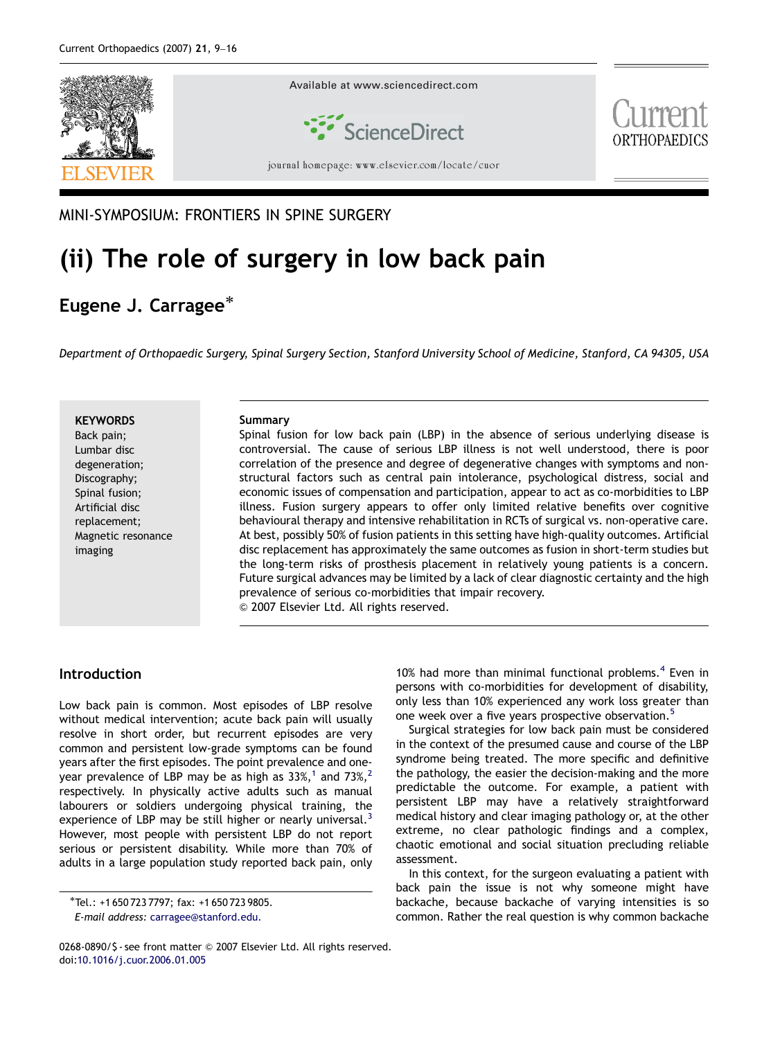MINI-SYMPOSIUM: FRONTIERS IN SPINE SURGERY

# (ii) The role of surgery in low back pain

## Eugene J. Carragee*

*Department of Orthopaedic Surgery, Spinal Surgery Section, Stanford University School of Medicine, Stanford, CA 94305, USA*

**KEYWORDS**
Back pain;
Lumbar disc degeneration;
Discography;
Spinal fusion;
Artificial disc replacement;
Magnetic resonance imaging

**Summary**
Spinal fusion for low back pain (LBP) in the absence of serious underlying disease is controversial. The cause of serious LBP illness is not well understood, there is poor correlation of the presence and degree of degenerative changes with symptoms and non-structural factors such as central pain intolerance, psychological distress, social and economic issues of compensation and participation, appear to act as co-morbidities to LBP illness. Fusion surgery appears to offer only limited relative benefits over cognitive behavioural therapy and intensive rehabilitation in RCTs of surgical vs. non-operative care. At best, possibly 50% of fusion patients in this setting have high-quality outcomes. Artificial disc replacement has approximately the same outcomes as fusion in short-term studies but the long-term risks of prosthesis placement in relatively young patients is a concern. Future surgical advances may be limited by a lack of clear diagnostic certainty and the high prevalence of serious co-morbidities that impair recovery.
© 2007 Elsevier Ltd. All rights reserved.

## Introduction

Low back pain is common. Most episodes of LBP resolve without medical intervention; acute back pain will usually resolve in short order, but recurrent episodes are very common and persistent low-grade symptoms can be found years after the first episodes. The point prevalence and one-year prevalence of LBP may be as high as 33%,[1] and 73%,[2] respectively. In physically active adults such as manual labourers or soldiers undergoing physical training, the experience of LBP may be still higher or nearly universal.[3] However, most people with persistent LBP do not report serious or persistent disability. While more than 70% of adults in a large population study reported back pain, only 10% had more than minimal functional problems.[4] Even in persons with co-morbidities for development of disability, only less than 10% experienced any work loss greater than one week over a five years prospective observation.[5]

Surgical strategies for low back pain must be considered in the context of the presumed cause and course of the LBP syndrome being treated. The more specific and definitive the pathology, the easier the decision-making and the more predictable the outcome. For example, a patient with persistent LBP may have a relatively straightforward medical history and clear imaging pathology or, at the other extreme, no clear pathologic findings and a complex, chaotic emotional and social situation precluding reliable assessment.

In this context, for the surgeon evaluating a patient with back pain the issue is not why someone might have backache, because backache of varying intensities is so common. Rather the real question is why common backache

*Tel.: +1 650 723 7797; fax: +1 650 723 9805.
*E-mail address:* carragee@stanford.edu.

0268-0890/$ - see front matter © 2007 Elsevier Ltd. All rights reserved.
doi:10.1016/j.cuor.2006.01.005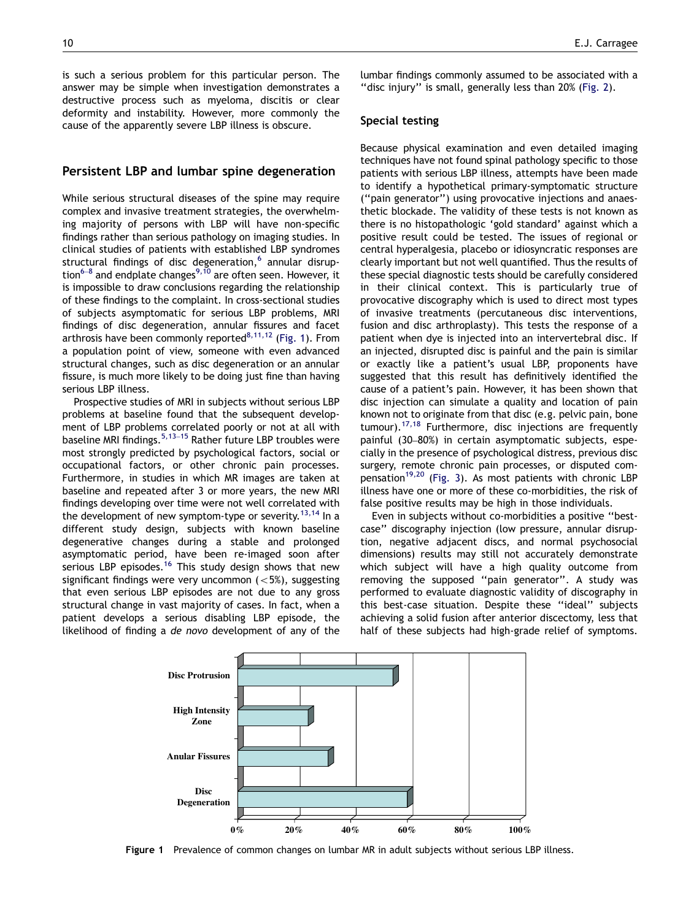is such a serious problem for this particular person. The answer may be simple when investigation demonstrates a destructive process such as myeloma, discitis or clear deformity and instability. However, more commonly the cause of the apparently severe LBP illness is obscure.

## Persistent LBP and lumbar spine degeneration

While serious structural diseases of the spine may require complex and invasive treatment strategies, the overwhelming majority of persons with LBP will have non-specific findings rather than serious pathology on imaging studies. In clinical studies of patients with established LBP syndromes structural findings of disc degeneration,[6] annular disruption[6–8] and endplate changes[9,10] are often seen. However, it is impossible to draw conclusions regarding the relationship of these findings to the complaint. In cross-sectional studies of subjects asymptomatic for serious LBP problems, MRI findings of disc degeneration, annular fissures and facet arthrosis have been commonly reported[8,11,12] (Fig. 1). From a population point of view, someone with even advanced structural changes, such as disc degeneration or an annular fissure, is much more likely to be doing just fine than having serious LBP illness.

Prospective studies of MRI in subjects without serious LBP problems at baseline found that the subsequent development of LBP problems correlated poorly or not at all with baseline MRI findings.[5,13–15] Rather future LBP troubles were most strongly predicted by psychological factors, social or occupational factors, or other chronic pain processes. Furthermore, in studies in which MR images are taken at baseline and repeated after 3 or more years, the new MRI findings developing over time were not well correlated with the development of new symptom-type or severity.[13,14] In a different study design, subjects with known baseline degenerative changes during a stable and prolonged asymptomatic period, have been re-imaged soon after serious LBP episodes.[16] This study design shows that new significant findings were very uncommon (<5%), suggesting that even serious LBP episodes are not due to any gross structural change in vast majority of cases. In fact, when a patient develops a serious disabling LBP episode, the likelihood of finding a *de novo* development of any of the lumbar findings commonly assumed to be associated with a ''disc injury'' is small, generally less than 20% (Fig. 2).

## Special testing

Because physical examination and even detailed imaging techniques have not found spinal pathology specific to those patients with serious LBP illness, attempts have been made to identify a hypothetical primary-symptomatic structure (''pain generator'') using provocative injections and anaesthetic blockade. The validity of these tests is not known as there is no histopathologic 'gold standard' against which a positive result could be tested. The issues of regional or central hyperalgesia, placebo or idiosyncratic responses are clearly important but not well quantified. Thus the results of these special diagnostic tests should be carefully considered in their clinical context. This is particularly true of provocative discography which is used to direct most types of invasive treatments (percutaneous disc interventions, fusion and disc arthroplasty). This tests the response of a patient when dye is injected into an intervertebral disc. If an injected, disrupted disc is painful and the pain is similar or exactly like a patient's usual LBP, proponents have suggested that this result has definitively identified the cause of a patient's pain. However, it has been shown that disc injection can simulate a quality and location of pain known not to originate from that disc (e.g. pelvic pain, bone tumour).[17,18] Furthermore, disc injections are frequently painful (30–80%) in certain asymptomatic subjects, especially in the presence of psychological distress, previous disc surgery, remote chronic pain processes, or disputed compensation[19,20] (Fig. 3). As most patients with chronic LBP illness have one or more of these co-morbidities, the risk of false positive results may be high in those individuals.

Even in subjects without co-morbidities a positive ''best-case'' discography injection (low pressure, annular disruption, negative adjacent discs, and normal psychosocial dimensions) results may still not accurately demonstrate which subject will have a high quality outcome from removing the supposed ''pain generator''. A study was performed to evaluate diagnostic validity of discography in this best-case situation. Despite these ''ideal'' subjects achieving a solid fusion after anterior discectomy, less that half of these subjects had high-grade relief of symptoms.

**Figure 1** Prevalence of common changes on lumbar MR in adult subjects without serious LBP illness.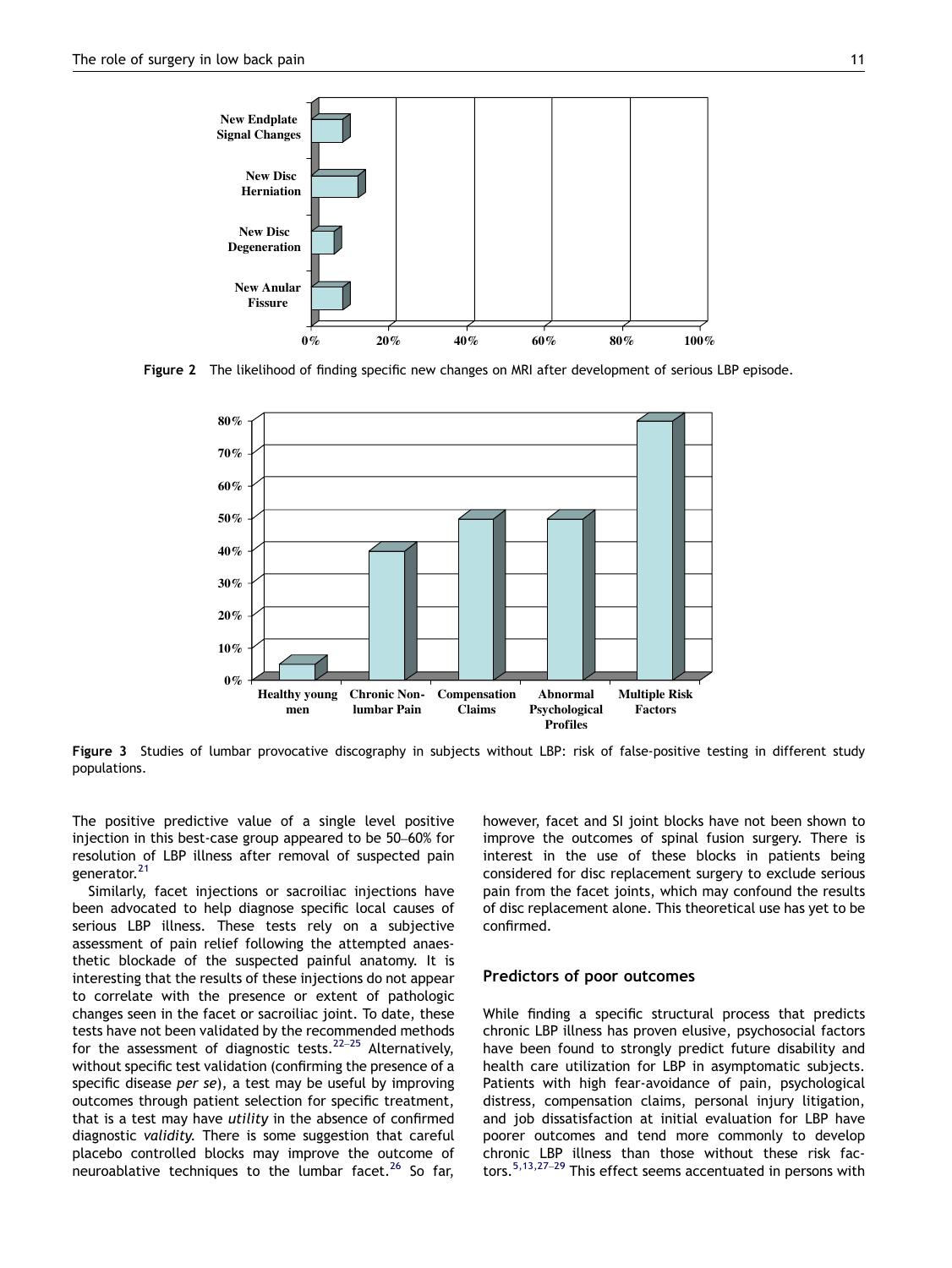Figure 2 The likelihood of finding specific new changes on MRI after development of serious LBP episode.

Figure 3 Studies of lumbar provocative discography in subjects without LBP: risk of false-positive testing in different study populations.

The positive predictive value of a single level positive injection in this best-case group appeared to be 50–60% for resolution of LBP illness after removal of suspected pain generator.[21]

Similarly, facet injections or sacroiliac injections have been advocated to help diagnose specific local causes of serious LBP illness. These tests rely on a subjective assessment of pain relief following the attempted anaesthetic blockade of the suspected painful anatomy. It is interesting that the results of these injections do not appear to correlate with the presence or extent of pathologic changes seen in the facet or sacroiliac joint. To date, these tests have not been validated by the recommended methods for the assessment of diagnostic tests.[22–25] Alternatively, without specific test validation (confirming the presence of a specific disease *per se*), a test may be useful by improving outcomes through patient selection for specific treatment, that is a test may have *utility* in the absence of confirmed diagnostic *validity*. There is some suggestion that careful placebo controlled blocks may improve the outcome of neuroablative techniques to the lumbar facet.[26] So far, however, facet and SI joint blocks have not been shown to improve the outcomes of spinal fusion surgery. There is interest in the use of these blocks in patients being considered for disc replacement surgery to exclude serious pain from the facet joints, which may confound the results of disc replacement alone. This theoretical use has yet to be confirmed.

## Predictors of poor outcomes

While finding a specific structural process that predicts chronic LBP illness has proven elusive, psychosocial factors have been found to strongly predict future disability and health care utilization for LBP in asymptomatic subjects. Patients with high fear-avoidance of pain, psychological distress, compensation claims, personal injury litigation, and job dissatisfaction at initial evaluation for LBP have poorer outcomes and tend more commonly to develop chronic LBP illness than those without these risk factors.[5,13,27–29] This effect seems accentuated in persons with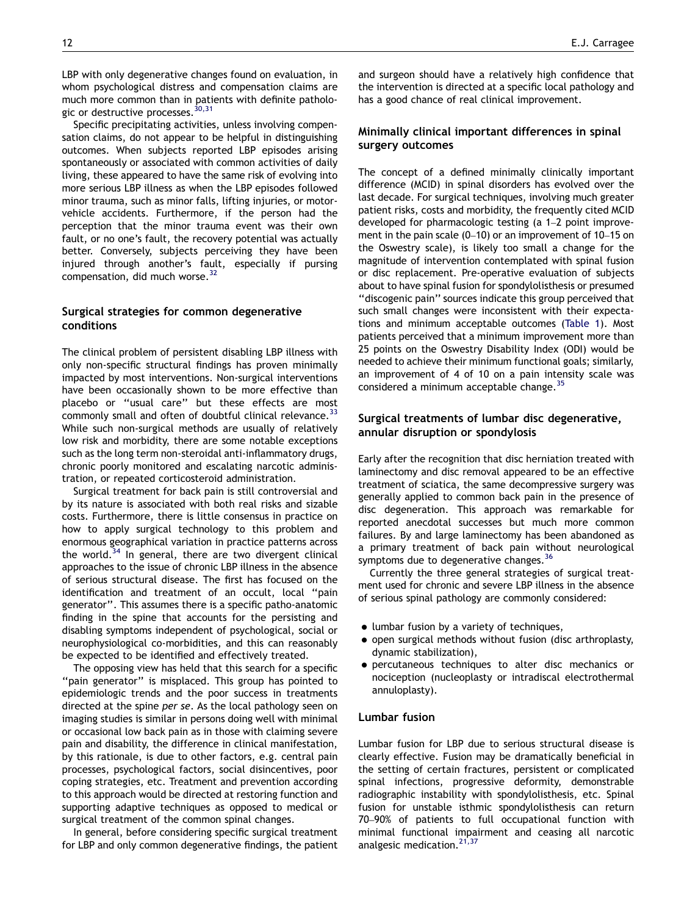LBP with only degenerative changes found on evaluation, in whom psychological distress and compensation claims are much more common than in patients with definite pathologic or destructive processes.[30,31]

Specific precipitating activities, unless involving compensation claims, do not appear to be helpful in distinguishing outcomes. When subjects reported LBP episodes arising spontaneously or associated with common activities of daily living, these appeared to have the same risk of evolving into more serious LBP illness as when the LBP episodes followed minor trauma, such as minor falls, lifting injuries, or motor-vehicle accidents. Furthermore, if the person had the perception that the minor trauma event was their own fault, or no one's fault, the recovery potential was actually better. Conversely, subjects perceiving they have been injured through another's fault, especially if pursing compensation, did much worse.[32]

## Surgical strategies for common degenerative conditions

The clinical problem of persistent disabling LBP illness with only non-specific structural findings has proven minimally impacted by most interventions. Non-surgical interventions have been occasionally shown to be more effective than placebo or "usual care" but these effects are most commonly small and often of doubtful clinical relevance.[33] While such non-surgical methods are usually of relatively low risk and morbidity, there are some notable exceptions such as the long term non-steroidal anti-inflammatory drugs, chronic poorly monitored and escalating narcotic administration, or repeated corticosteroid administration.

Surgical treatment for back pain is still controversial and by its nature is associated with both real risks and sizable costs. Furthermore, there is little consensus in practice on how to apply surgical technology to this problem and enormous geographical variation in practice patterns across the world.[34] In general, there are two divergent clinical approaches to the issue of chronic LBP illness in the absence of serious structural disease. The first has focused on the identification and treatment of an occult, local "pain generator". This assumes there is a specific patho-anatomic finding in the spine that accounts for the persisting and disabling symptoms independent of psychological, social or neurophysiological co-morbidities, and this can reasonably be expected to be identified and effectively treated.

The opposing view has held that this search for a specific "pain generator" is misplaced. This group has pointed to epidemiologic trends and the poor success in treatments directed at the spine *per se*. As the local pathology seen on imaging studies is similar in persons doing well with minimal or occasional low back pain as in those with claiming severe pain and disability, the difference in clinical manifestation, by this rationale, is due to other factors, e.g. central pain processes, psychological factors, social disincentives, poor coping strategies, etc. Treatment and prevention according to this approach would be directed at restoring function and supporting adaptive techniques as opposed to medical or surgical treatment of the common spinal changes.

In general, before considering specific surgical treatment for LBP and only common degenerative findings, the patient and surgeon should have a relatively high confidence that the intervention is directed at a specific local pathology and has a good chance of real clinical improvement.

## Minimally clinical important differences in spinal surgery outcomes

The concept of a defined minimally clinically important difference (MCID) in spinal disorders has evolved over the last decade. For surgical techniques, involving much greater patient risks, costs and morbidity, the frequently cited MCID developed for pharmacologic testing (a 1–2 point improvement in the pain scale (0–10) or an improvement of 10–15 on the Oswestry scale), is likely too small a change for the magnitude of intervention contemplated with spinal fusion or disc replacement. Pre-operative evaluation of subjects about to have spinal fusion for spondylolisthesis or presumed "discogenic pain" sources indicate this group perceived that such small changes were inconsistent with their expectations and minimum acceptable outcomes (Table 1). Most patients perceived that a minimum improvement more than 25 points on the Oswestry Disability Index (ODI) would be needed to achieve their minimum functional goals; similarly, an improvement of 4 of 10 on a pain intensity scale was considered a minimum acceptable change.[35]

## Surgical treatments of lumbar disc degenerative, annular disruption or spondylosis

Early after the recognition that disc herniation treated with laminectomy and disc removal appeared to be an effective treatment of sciatica, the same decompressive surgery was generally applied to common back pain in the presence of disc degeneration. This approach was remarkable for reported anecdotal successes but much more common failures. By and large laminectomy has been abandoned as a primary treatment of back pain without neurological symptoms due to degenerative changes.[36]

Currently the three general strategies of surgical treatment used for chronic and severe LBP illness in the absence of serious spinal pathology are commonly considered:

- lumbar fusion by a variety of techniques,
- open surgical methods without fusion (disc arthroplasty, dynamic stabilization),
- percutaneous techniques to alter disc mechanics or nociception (nucleoplasty or intradiscal electrothermal annuloplasty).

## Lumbar fusion

Lumbar fusion for LBP due to serious structural disease is clearly effective. Fusion may be dramatically beneficial in the setting of certain fractures, persistent or complicated spinal infections, progressive deformity, demonstrable radiographic instability with spondylolisthesis, etc. Spinal fusion for unstable isthmic spondylolisthesis can return 70–90% of patients to full occupational function with minimal functional impairment and ceasing all narcotic analgesic medication.[21,37]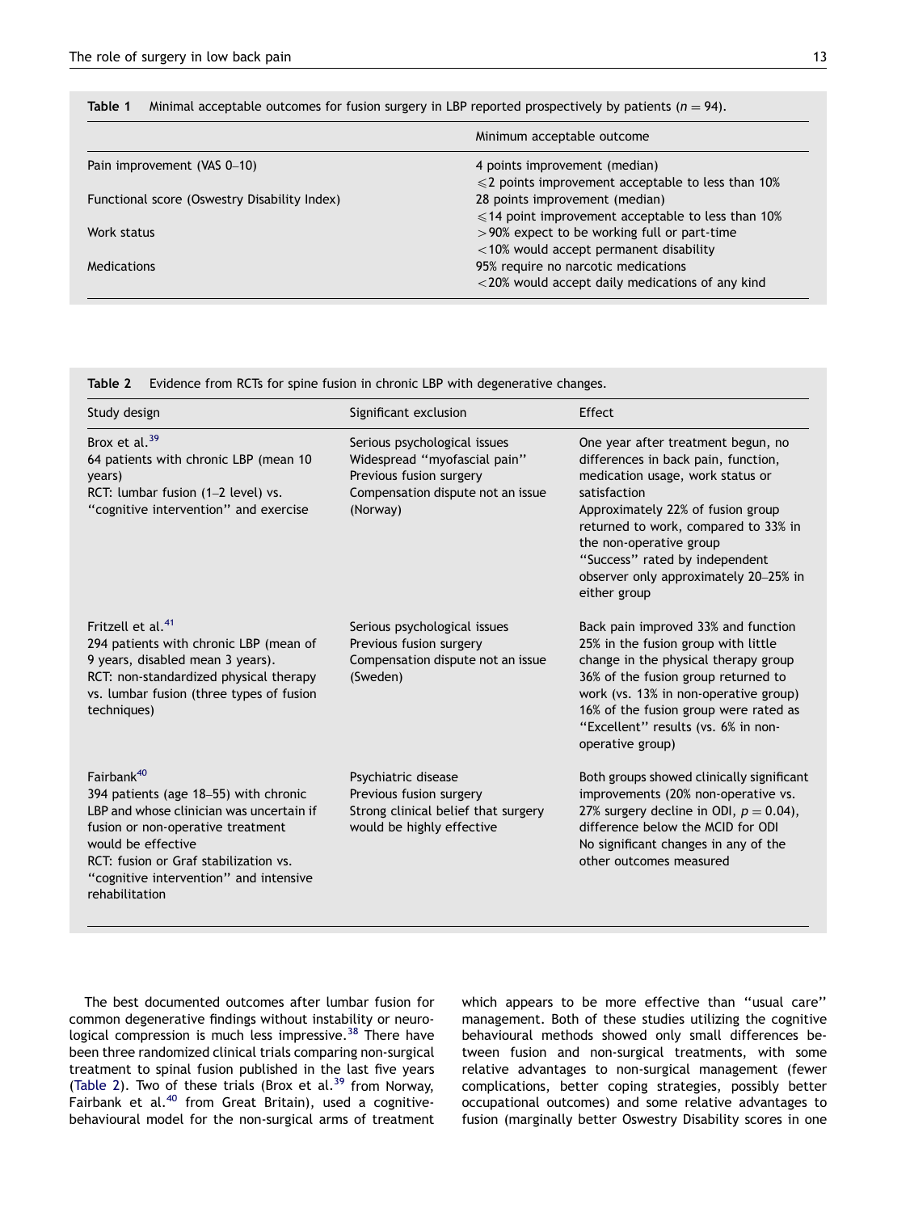**Table 1** Minimal acceptable outcomes for fusion surgery in LBP reported prospectively by patients ($n = 94$).

| | Minimum acceptable outcome |
|---|---|
| Pain improvement (VAS 0–10) | 4 points improvement (median)<br>$\leqslant$2 points improvement acceptable to less than 10% |
| Functional score (Oswestry Disability Index) | 28 points improvement (median)<br>$\leqslant$14 point improvement acceptable to less than 10% |
| Work status | >90% expect to be working full or part-time<br><10% would accept permanent disability |
| Medications | 95% require no narcotic medications<br><20% would accept daily medications of any kind |

**Table 2** Evidence from RCTs for spine fusion in chronic LBP with degenerative changes.

| Study design | Significant exclusion | Effect |
|---|---|---|
| Brox et al.[39]<br>64 patients with chronic LBP (mean 10 years)<br>RCT: lumbar fusion (1–2 level) vs. "cognitive intervention" and exercise | Serious psychological issues<br>Widespread "myofascial pain"<br>Previous fusion surgery<br>Compensation dispute not an issue (Norway) | One year after treatment begun, no differences in back pain, function, medication usage, work status or satisfaction<br>Approximately 22% of fusion group returned to work, compared to 33% in the non-operative group<br>"Success" rated by independent observer only approximately 20–25% in either group |
| Fritzell et al.[41]<br>294 patients with chronic LBP (mean of 9 years, disabled mean 3 years).<br>RCT: non-standardized physical therapy vs. lumbar fusion (three types of fusion techniques) | Serious psychological issues<br>Previous fusion surgery<br>Compensation dispute not an issue (Sweden) | Back pain improved 33% and function 25% in the fusion group with little change in the physical therapy group<br>36% of the fusion group returned to work (vs. 13% in non-operative group)<br>16% of the fusion group were rated as "Excellent" results (vs. 6% in non-operative group) |
| Fairbank[40]<br>394 patients (age 18–55) with chronic LBP and whose clinician was uncertain if fusion or non-operative treatment would be effective<br>RCT: fusion or Graf stabilization vs. "cognitive intervention" and intensive rehabilitation | Psychiatric disease<br>Previous fusion surgery<br>Strong clinical belief that surgery would be highly effective | Both groups showed clinically significant improvements (20% non-operative vs. 27% surgery decline in ODI, $p = 0.04$), difference below the MCID for ODI<br>No significant changes in any of the other outcomes measured |

The best documented outcomes after lumbar fusion for common degenerative findings without instability or neurological compression is much less impressive.[38] There have been three randomized clinical trials comparing non-surgical treatment to spinal fusion published in the last five years (Table 2). Two of these trials (Brox et al.[39] from Norway, Fairbank et al.[40] from Great Britain), used a cognitive-behavioural model for the non-surgical arms of treatment which appears to be more effective than "usual care" management. Both of these studies utilizing the cognitive behavioural methods showed only small differences between fusion and non-surgical treatments, with some relative advantages to non-surgical management (fewer complications, better coping strategies, possibly better occupational outcomes) and some relative advantages to fusion (marginally better Oswestry Disability scores in one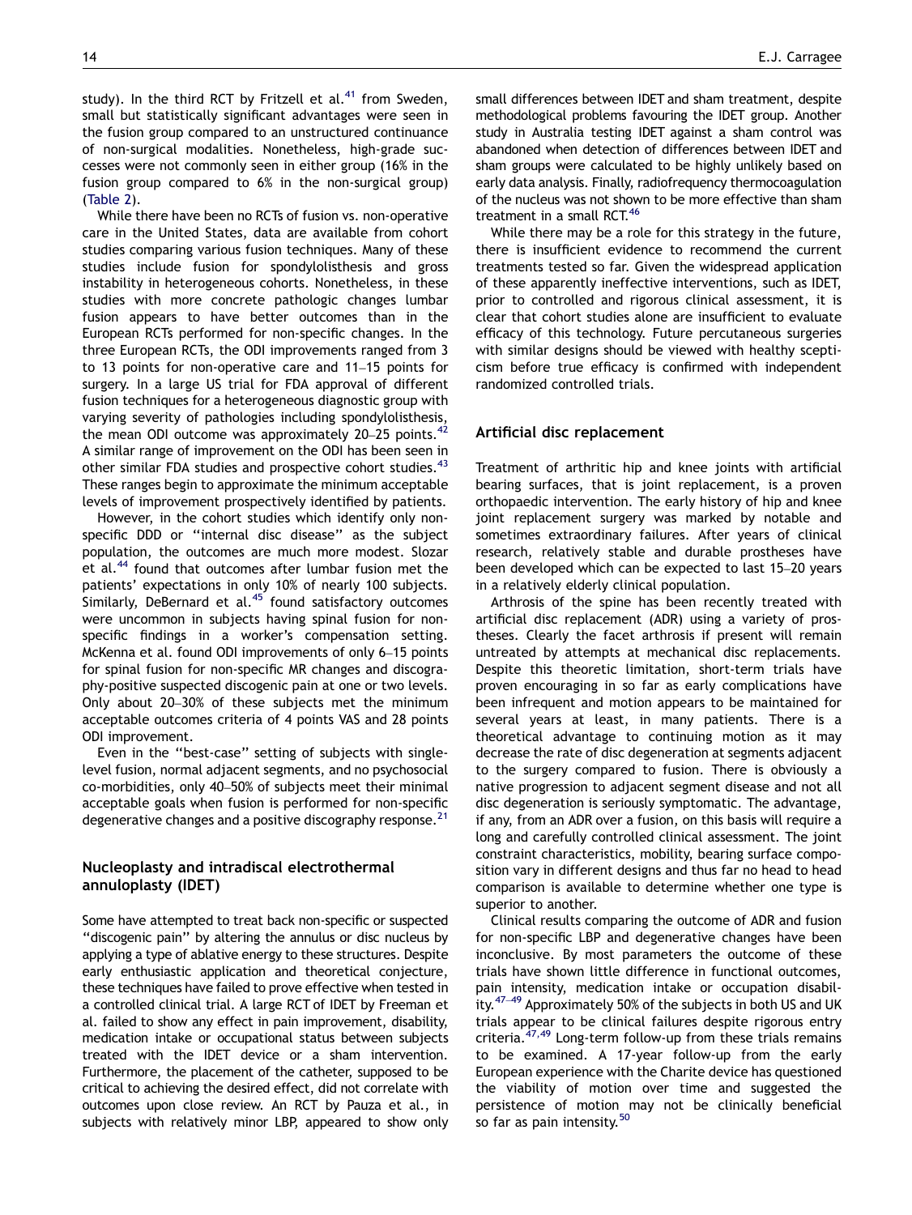study). In the third RCT by Fritzell et al.[41] from Sweden, small but statistically significant advantages were seen in the fusion group compared to an unstructured continuance of non-surgical modalities. Nonetheless, high-grade successes were not commonly seen in either group (16% in the fusion group compared to 6% in the non-surgical group) (Table 2).

While there have been no RCTs of fusion vs. non-operative care in the United States, data are available from cohort studies comparing various fusion techniques. Many of these studies include fusion for spondylolisthesis and gross instability in heterogeneous cohorts. Nonetheless, in these studies with more concrete pathologic changes lumbar fusion appears to have better outcomes than in the European RCTs performed for non-specific changes. In the three European RCTs, the ODI improvements ranged from 3 to 13 points for non-operative care and 11–15 points for surgery. In a large US trial for FDA approval of different fusion techniques for a heterogeneous diagnostic group with varying severity of pathologies including spondylolisthesis, the mean ODI outcome was approximately 20–25 points.[42] A similar range of improvement on the ODI has been seen in other similar FDA studies and prospective cohort studies.[43] These ranges begin to approximate the minimum acceptable levels of improvement prospectively identified by patients.

However, in the cohort studies which identify only non-specific DDD or "internal disc disease" as the subject population, the outcomes are much more modest. Slozar et al.[44] found that outcomes after lumbar fusion met the patients' expectations in only 10% of nearly 100 subjects. Similarly, DeBernard et al.[45] found satisfactory outcomes were uncommon in subjects having spinal fusion for non-specific findings in a worker's compensation setting. McKenna et al. found ODI improvements of only 6–15 points for spinal fusion for non-specific MR changes and discography-positive suspected discogenic pain at one or two levels. Only about 20–30% of these subjects met the minimum acceptable outcomes criteria of 4 points VAS and 28 points ODI improvement.

Even in the "best-case" setting of subjects with single-level fusion, normal adjacent segments, and no psychosocial co-morbidities, only 40–50% of subjects meet their minimal acceptable goals when fusion is performed for non-specific degenerative changes and a positive discography response.[21]

## Nucleoplasty and intradiscal electrothermal annuloplasty (IDET)

Some have attempted to treat back non-specific or suspected "discogenic pain" by altering the annulus or disc nucleus by applying a type of ablative energy to these structures. Despite early enthusiastic application and theoretical conjecture, these techniques have failed to prove effective when tested in a controlled clinical trial. A large RCT of IDET by Freeman et al. failed to show any effect in pain improvement, disability, medication intake or occupational status between subjects treated with the IDET device or a sham intervention. Furthermore, the placement of the catheter, supposed to be critical to achieving the desired effect, did not correlate with outcomes upon close review. An RCT by Pauza et al., in subjects with relatively minor LBP, appeared to show only small differences between IDET and sham treatment, despite methodological problems favouring the IDET group. Another study in Australia testing IDET against a sham control was abandoned when detection of differences between IDET and sham groups were calculated to be highly unlikely based on early data analysis. Finally, radiofrequency thermocoagulation of the nucleus was not shown to be more effective than sham treatment in a small RCT.[46]

While there may be a role for this strategy in the future, there is insufficient evidence to recommend the current treatments tested so far. Given the widespread application of these apparently ineffective interventions, such as IDET, prior to controlled and rigorous clinical assessment, it is clear that cohort studies alone are insufficient to evaluate efficacy of this technology. Future percutaneous surgeries with similar designs should be viewed with healthy scepticism before true efficacy is confirmed with independent randomized controlled trials.

## Artificial disc replacement

Treatment of arthritic hip and knee joints with artificial bearing surfaces, that is joint replacement, is a proven orthopaedic intervention. The early history of hip and knee joint replacement surgery was marked by notable and sometimes extraordinary failures. After years of clinical research, relatively stable and durable prostheses have been developed which can be expected to last 15–20 years in a relatively elderly clinical population.

Arthrosis of the spine has been recently treated with artificial disc replacement (ADR) using a variety of prostheses. Clearly the facet arthrosis if present will remain untreated by attempts at mechanical disc replacements. Despite this theoretic limitation, short-term trials have proven encouraging in so far as early complications have been infrequent and motion appears to be maintained for several years at least, in many patients. There is a theoretical advantage to continuing motion as it may decrease the rate of disc degeneration at segments adjacent to the surgery compared to fusion. There is obviously a native progression to adjacent segment disease and not all disc degeneration is seriously symptomatic. The advantage, if any, from an ADR over a fusion, on this basis will require a long and carefully controlled clinical assessment. The joint constraint characteristics, mobility, bearing surface composition vary in different designs and thus far no head to head comparison is available to determine whether one type is superior to another.

Clinical results comparing the outcome of ADR and fusion for non-specific LBP and degenerative changes have been inconclusive. By most parameters the outcome of these trials have shown little difference in functional outcomes, pain intensity, medication intake or occupation disability.[47–49] Approximately 50% of the subjects in both US and UK trials appear to be clinical failures despite rigorous entry criteria.[47,49] Long-term follow-up from these trials remains to be examined. A 17-year follow-up from the early European experience with the Charite device has questioned the viability of motion over time and suggested the persistence of motion may not be clinically beneficial so far as pain intensity.[50]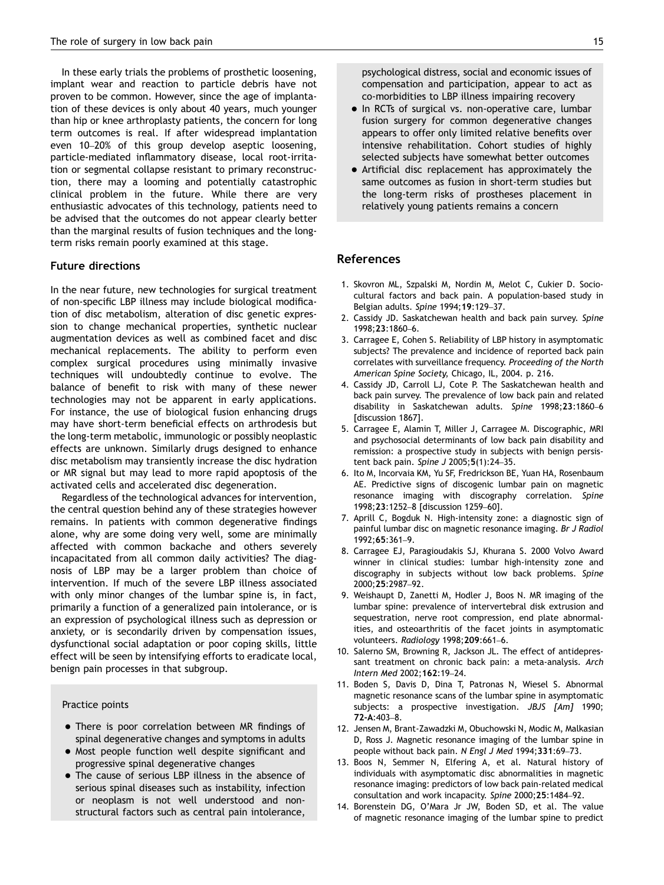In these early trials the problems of prosthetic loosening, implant wear and reaction to particle debris have not proven to be common. However, since the age of implantation of these devices is only about 40 years, much younger than hip or knee arthroplasty patients, the concern for long term outcomes is real. If after widespread implantation even 10–20% of this group develop aseptic loosening, particle-mediated inflammatory disease, local root-irritation or segmental collapse resistant to primary reconstruction, there may a looming and potentially catastrophic clinical problem in the future. While there are very enthusiastic advocates of this technology, patients need to be advised that the outcomes do not appear clearly better than the marginal results of fusion techniques and the long-term risks remain poorly examined at this stage.

### Future directions

In the near future, new technologies for surgical treatment of non-specific LBP illness may include biological modification of disc metabolism, alteration of disc genetic expression to change mechanical properties, synthetic nuclear augmentation devices as well as combined facet and disc mechanical replacements. The ability to perform even complex surgical procedures using minimally invasive techniques will undoubtedly continue to evolve. The balance of benefit to risk with many of these newer technologies may not be apparent in early applications. For instance, the use of biological fusion enhancing drugs may have short-term beneficial effects on arthrodesis but the long-term metabolic, immunologic or possibly neoplastic effects are unknown. Similarly drugs designed to enhance disc metabolism may transiently increase the disc hydration or MR signal but may lead to more rapid apoptosis of the activated cells and accelerated disc degeneration.

Regardless of the technological advances for intervention, the central question behind any of these strategies however remains. In patients with common degenerative findings alone, why are some doing very well, some are minimally affected with common backache and others severely incapacitated from all common daily activities? The diagnosis of LBP may be a larger problem than choice of intervention. If much of the severe LBP illness associated with only minor changes of the lumbar spine is, in fact, primarily a function of a generalized pain intolerance, or is an expression of psychological illness such as depression or anxiety, or is secondarily driven by compensation issues, dysfunctional social adaptation or poor coping skills, little effect will be seen by intensifying efforts to eradicate local, benign pain processes in that subgroup.

Practice points

- There is poor correlation between MR findings of spinal degenerative changes and symptoms in adults
- Most people function well despite significant and progressive spinal degenerative changes
- The cause of serious LBP illness in the absence of serious spinal diseases such as instability, infection or neoplasm is not well understood and non-structural factors such as central pain intolerance, psychological distress, social and economic issues of compensation and participation, appear to act as co-morbidities to LBP illness impairing recovery
- In RCTs of surgical vs. non-operative care, lumbar fusion surgery for common degenerative changes appears to offer only limited relative benefits over intensive rehabilitation. Cohort studies of highly selected subjects have somewhat better outcomes
- Artificial disc replacement has approximately the same outcomes as fusion in short-term studies but the long-term risks of prostheses placement in relatively young patients remains a concern

## References

1. Skovron ML, Szpalski M, Nordin M, Melot C, Cukier D. Sociocultural factors and back pain. A population-based study in Belgian adults. *Spine* 1994;**19**:129–37.
2. Cassidy JD. Saskatchewan health and back pain survey. *Spine* 1998;**23**:1860–6.
3. Carragee E, Cohen S. Reliability of LBP history in asymptomatic subjects? The prevalence and incidence of reported back pain correlates with surveillance frequency. *Proceeding of the North American Spine Society*, Chicago, IL, 2004. p. 216.
4. Cassidy JD, Carroll LJ, Cote P. The Saskatchewan health and back pain survey. The prevalence of low back pain and related disability in Saskatchewan adults. *Spine* 1998;**23**:1860–6 [discussion 1867].
5. Carragee E, Alamin T, Miller J, Carragee M. Discographic, MRI and psychosocial determinants of low back pain disability and remission: a prospective study in subjects with benign persistent back pain. *Spine J* 2005;**5**(1):24–35.
6. Ito M, Incorvaia KM, Yu SF, Fredrickson BE, Yuan HA, Rosenbaum AE. Predictive signs of discogenic lumbar pain on magnetic resonance imaging with discography correlation. *Spine* 1998;**23**:1252–8 [discussion 1259–60].
7. Aprill C, Bogduk N. High-intensity zone: a diagnostic sign of painful lumbar disc on magnetic resonance imaging. *Br J Radiol* 1992;**65**:361–9.
8. Carragee EJ, Paragioudakis SJ, Khurana S. 2000 Volvo Award winner in clinical studies: lumbar high-intensity zone and discography in subjects without low back problems. *Spine* 2000;**25**:2987–92.
9. Weishaupt D, Zanetti M, Hodler J, Boos N. MR imaging of the lumbar spine: prevalence of intervertebral disk extrusion and sequestration, nerve root compression, end plate abnormalities, and osteoarthritis of the facet joints in asymptomatic volunteers. *Radiology* 1998;**209**:661–6.
10. Salerno SM, Browning R, Jackson JL. The effect of antidepressant treatment on chronic back pain: a meta-analysis. *Arch Intern Med* 2002;**162**:19–24.
11. Boden S, Davis D, Dina T, Patronas N, Wiesel S. Abnormal magnetic resonance scans of the lumbar spine in asymptomatic subjects: a prospective investigation. *JBJS [Am]* 1990; **72-A**:403–8.
12. Jensen M, Brant-Zawadzki M, Obuchowski N, Modic M, Malkasian D, Ross J. Magnetic resonance imaging of the lumbar spine in people without back pain. *N Engl J Med* 1994;**331**:69–73.
13. Boos N, Semmer N, Elfering A, et al. Natural history of individuals with asymptomatic disc abnormalities in magnetic resonance imaging: predictors of low back pain-related medical consultation and work incapacity. *Spine* 2000;**25**:1484–92.
14. Borenstein DG, O'Mara Jr JW, Boden SD, et al. The value of magnetic resonance imaging of the lumbar spine to predict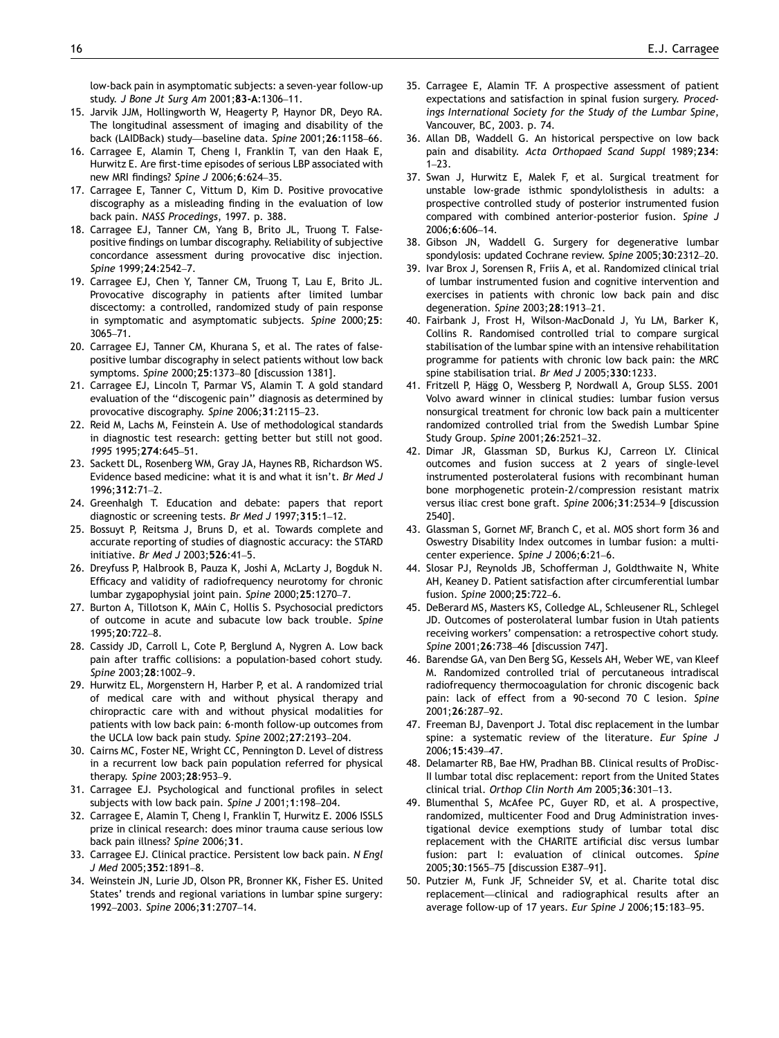low-back pain in asymptomatic subjects: a seven-year follow-up study. *J Bone Jt Surg Am* 2001;**83-A**:1306–11.

15. Jarvik JJM, Hollingworth W, Heagerty P, Haynor DR, Deyo RA. The longitudinal assessment of imaging and disability of the back (LAIDBack) study—baseline data. *Spine* 2001;**26**:1158–66.
16. Carragee E, Alamin T, Cheng I, Franklin T, van den Haak E, Hurwitz E. Are first-time episodes of serious LBP associated with new MRI findings? *Spine J* 2006;**6**:624–35.
17. Carragee E, Tanner C, Vittum D, Kim D. Positive provocative discography as a misleading finding in the evaluation of low back pain. *NASS Procedings*, 1997. p. 388.
18. Carragee EJ, Tanner CM, Yang B, Brito JL, Truong T. False-positive findings on lumbar discography. Reliability of subjective concordance assessment during provocative disc injection. *Spine* 1999;**24**:2542–7.
19. Carragee EJ, Chen Y, Tanner CM, Truong T, Lau E, Brito JL. Provocative discography in patients after limited lumbar discectomy: a controlled, randomized study of pain response in symptomatic and asymptomatic subjects. *Spine* 2000;**25**: 3065–71.
20. Carragee EJ, Tanner CM, Khurana S, et al. The rates of false-positive lumbar discography in select patients without low back symptoms. *Spine* 2000;**25**:1373–80 [discussion 1381].
21. Carragee EJ, Lincoln T, Parmar VS, Alamin T. A gold standard evaluation of the ''discogenic pain'' diagnosis as determined by provocative discography. *Spine* 2006;**31**:2115–23.
22. Reid M, Lachs M, Feinstein A. Use of methodological standards in diagnostic test research: getting better but still not good. *1995* 1995;**274**:645–51.
23. Sackett DL, Rosenberg WM, Gray JA, Haynes RB, Richardson WS. Evidence based medicine: what it is and what it isn't. *Br Med J* 1996;**312**:71–2.
24. Greenhalgh T. Education and debate: papers that report diagnostic or screening tests. *Br Med J* 1997;**315**:1–12.
25. Bossuyt P, Reitsma J, Bruns D, et al. Towards complete and accurate reporting of studies of diagnostic accuracy: the STARD initiative. *Br Med J* 2003;**526**:41–5.
26. Dreyfuss P, Halbrook B, Pauza K, Joshi A, McLarty J, Bogduk N. Efficacy and validity of radiofrequency neurotomy for chronic lumbar zygapophysial joint pain. *Spine* 2000;**25**:1270–7.
27. Burton A, Tillotson K, MAin C, Hollis S. Psychosocial predictors of outcome in acute and subacute low back trouble. *Spine* 1995;**20**:722–8.
28. Cassidy JD, Carroll L, Cote P, Berglund A, Nygren A. Low back pain after traffic collisions: a population-based cohort study. *Spine* 2003;**28**:1002–9.
29. Hurwitz EL, Morgenstern H, Harber P, et al. A randomized trial of medical care with and without physical therapy and chiropractic care with and without physical modalities for patients with low back pain: 6-month follow-up outcomes from the UCLA low back pain study. *Spine* 2002;**27**:2193–204.
30. Cairns MC, Foster NE, Wright CC, Pennington D. Level of distress in a recurrent low back pain population referred for physical therapy. *Spine* 2003;**28**:953–9.
31. Carragee EJ. Psychological and functional profiles in select subjects with low back pain. *Spine J* 2001;**1**:198–204.
32. Carragee E, Alamin T, Cheng I, Franklin T, Hurwitz E. 2006 ISSLS prize in clinical research: does minor trauma cause serious low back pain illness? *Spine* 2006;**31**.
33. Carragee EJ. Clinical practice. Persistent low back pain. *N Engl J Med* 2005;**352**:1891–8.
34. Weinstein JN, Lurie JD, Olson PR, Bronner KK, Fisher ES. United States' trends and regional variations in lumbar spine surgery: 1992–2003. *Spine* 2006;**31**:2707–14.
35. Carragee E, Alamin TF. A prospective assessment of patient expectations and satisfaction in spinal fusion surgery. *Proceedings International Society for the Study of the Lumbar Spine*, Vancouver, BC, 2003. p. 74.
36. Allan DB, Waddell G. An historical perspective on low back pain and disability. *Acta Orthopaed Scand Suppl* 1989;**234**: 1–23.
37. Swan J, Hurwitz E, Malek F, et al. Surgical treatment for unstable low-grade isthmic spondylolisthesis in adults: a prospective controlled study of posterior instrumented fusion compared with combined anterior-posterior fusion. *Spine J* 2006;**6**:606–14.
38. Gibson JN, Waddell G. Surgery for degenerative lumbar spondylosis: updated Cochrane review. *Spine* 2005;**30**:2312–20.
39. Ivar Brox J, Sorensen R, Friis A, et al. Randomized clinical trial of lumbar instrumented fusion and cognitive intervention and exercises in patients with chronic low back pain and disc degeneration. *Spine* 2003;**28**:1913–21.
40. Fairbank J, Frost H, Wilson-MacDonald J, Yu LM, Barker K, Collins R. Randomised controlled trial to compare surgical stabilisation of the lumbar spine with an intensive rehabilitation programme for patients with chronic low back pain: the MRC spine stabilisation trial. *Br Med J* 2005;**330**:1233.
41. Fritzell P, Hägg O, Wessberg P, Nordwall A, Group SLSS. 2001 Volvo award winner in clinical studies: lumbar fusion versus nonsurgical treatment for chronic low back pain a multicenter randomized controlled trial from the Swedish Lumbar Spine Study Group. *Spine* 2001;**26**:2521–32.
42. Dimar JR, Glassman SD, Burkus KJ, Carreon LY. Clinical outcomes and fusion success at 2 years of single-level instrumented posterolateral fusions with recombinant human bone morphogenetic protein-2/compression resistant matrix versus iliac crest bone graft. *Spine* 2006;**31**:2534–9 [discussion 2540].
43. Glassman S, Gornet MF, Branch C, et al. MOS short form 36 and Oswestry Disability Index outcomes in lumbar fusion: a multicenter experience. *Spine J* 2006;**6**:21–6.
44. Slosar PJ, Reynolds JB, Schofferman J, Goldthwaite N, White AH, Keaney D. Patient satisfaction after circumferential lumbar fusion. *Spine* 2000;**25**:722–6.
45. DeBerard MS, Masters KS, Colledge AL, Schleusener RL, Schlegel JD. Outcomes of posterolateral lumbar fusion in Utah patients receiving workers' compensation: a retrospective cohort study. *Spine* 2001;**26**:738–46 [discussion 747].
46. Barendse GA, van Den Berg SG, Kessels AH, Weber WE, van Kleef M. Randomized controlled trial of percutaneous intradiscal radiofrequency thermocoagulation for chronic discogenic back pain: lack of effect from a 90-second 70 C lesion. *Spine* 2001;**26**:287–92.
47. Freeman BJ, Davenport J. Total disc replacement in the lumbar spine: a systematic review of the literature. *Eur Spine J* 2006;**15**:439–47.
48. Delamarter RB, Bae HW, Pradhan BB. Clinical results of ProDisc-II lumbar total disc replacement: report from the United States clinical trial. *Orthop Clin North Am* 2005;**36**:301–13.
49. Blumenthal S, McAfee PC, Guyer RD, et al. A prospective, randomized, multicenter Food and Drug Administration investigational device exemptions study of lumbar total disc replacement with the CHARITE artificial disc versus lumbar fusion: part I: evaluation of clinical outcomes. *Spine* 2005;**30**:1565–75 [discussion E387–91].
50. Putzier M, Funk JF, Schneider SV, et al. Charite total disc replacement—clinical and radiographical results after an average follow-up of 17 years. *Eur Spine J* 2006;**15**:183–95.